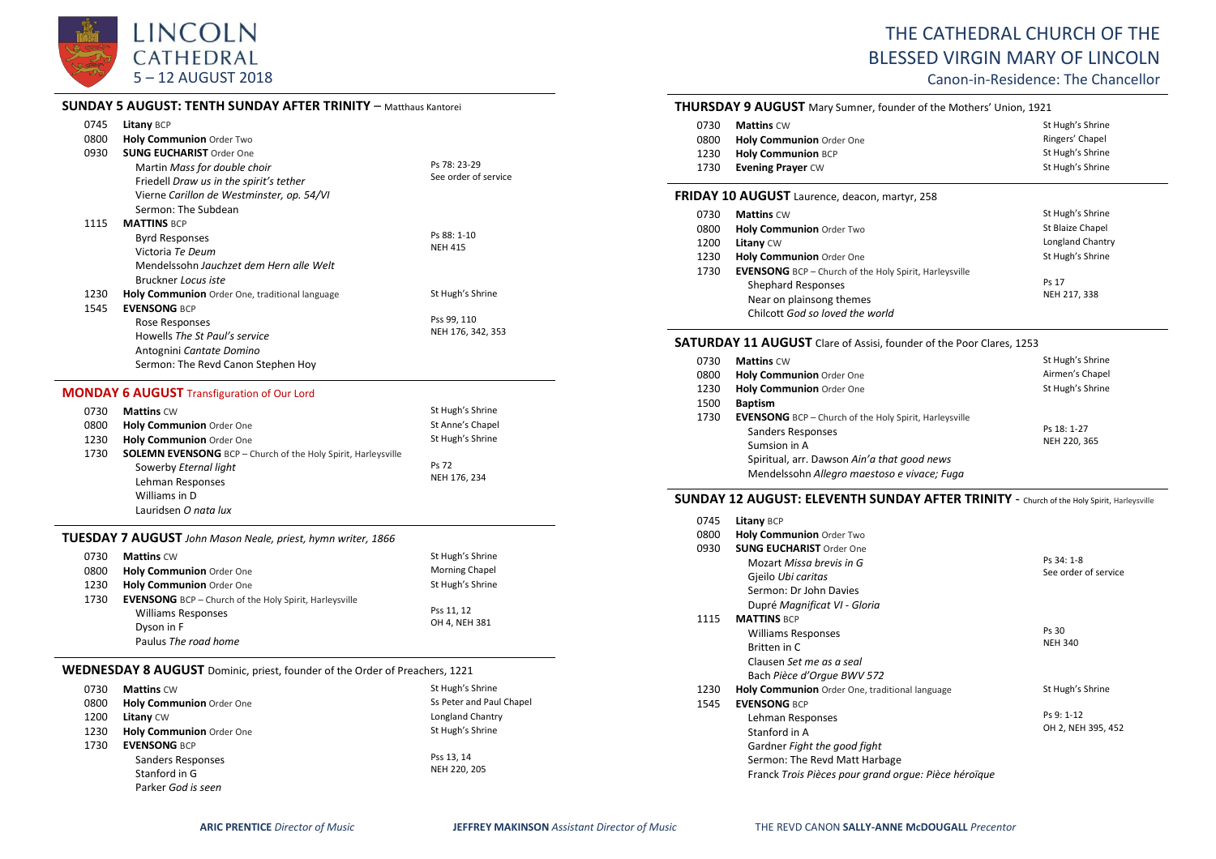# LINCOLN CATHEDRAL
5 – 12 AUGUST 2018

# THE CATHEDRAL CHURCH OF THE BLESSED VIRGIN MARY OF LINCOLN

Canon-in-Residence: The Chancellor

## SUNDAY 5 AUGUST: TENTH SUNDAY AFTER TRINITY – Matthaus Kantorei

| | | |
|---|---|---|
| 0745 | **Litany** BCP | |
| 0800 | **Holy Communion** Order Two | |
| 0930 | **SUNG EUCHARIST** Order One | |
| | Martin *Mass for double choir* | Ps 78: 23-29 |
| | Friedell *Draw us in the spirit's tether* | See order of service |
| | Vierne *Carillon de Westminster, op. 54/VI* | |
| | Sermon: The Subdean | |
| 1115 | **MATTINS** BCP | |
| | Byrd Responses | Ps 88: 1-10 |
| | Victoria *Te Deum* | NEH 415 |
| | Mendelssohn *Jauchzet dem Hern alle Welt* | |
| | Bruckner *Locus iste* | |
| 1230 | **Holy Communion** Order One, traditional language | St Hugh's Shrine |
| 1545 | **EVENSONG** BCP | |
| | Rose Responses | Pss 99, 110 |
| | Howells *The St Paul's service* | NEH 176, 342, 353 |
| | Antognini *Cantate Domino* | |
| | Sermon: The Revd Canon Stephen Hoy | |

## MONDAY 6 AUGUST Transfiguration of Our Lord

| | | |
|---|---|---|
| 0730 | **Mattins** CW | St Hugh's Shrine |
| 0800 | **Holy Communion** Order One | St Anne's Chapel |
| 1230 | **Holy Communion** Order One | St Hugh's Shrine |
| 1730 | **SOLEMN EVENSONG** BCP – Church of the Holy Spirit, Harleysville | |
| | Sowerby *Eternal light* | Ps 72 |
| | Lehman Responses | NEH 176, 234 |
| | Williams in D | |
| | Lauridsen *O nata lux* | |

## TUESDAY 7 AUGUST *John Mason Neale, priest, hymn writer, 1866*

| | | |
|---|---|---|
| 0730 | **Mattins** CW | St Hugh's Shrine |
| 0800 | **Holy Communion** Order One | Morning Chapel |
| 1230 | **Holy Communion** Order One | St Hugh's Shrine |
| 1730 | **EVENSONG** BCP – Church of the Holy Spirit, Harleysville | |
| | Williams Responses | Pss 11, 12 |
| | Dyson in F | OH 4, NEH 381 |
| | Paulus *The road home* | |

## WEDNESDAY 8 AUGUST Dominic, priest, founder of the Order of Preachers, 1221

| | | |
|---|---|---|
| 0730 | **Mattins** CW | St Hugh's Shrine |
| 0800 | **Holy Communion** Order One | Ss Peter and Paul Chapel |
| 1200 | **Litany** CW | Longland Chantry |
| 1230 | **Holy Communion** Order One | St Hugh's Shrine |
| 1730 | **EVENSONG** BCP | |
| | Sanders Responses | Pss 13, 14 |
| | Stanford in G | NEH 220, 205 |
| | Parker *God is seen* | |

## THURSDAY 9 AUGUST Mary Sumner, founder of the Mothers' Union, 1921

| | | |
|---|---|---|
| 0730 | **Mattins** CW | St Hugh's Shrine |
| 0800 | **Holy Communion** Order One | Ringers' Chapel |
| 1230 | **Holy Communion** BCP | St Hugh's Shrine |
| 1730 | **Evening Prayer** CW | St Hugh's Shrine |

## FRIDAY 10 AUGUST Laurence, deacon, martyr, 258

| | | |
|---|---|---|
| 0730 | **Mattins** CW | St Hugh's Shrine |
| 0800 | **Holy Communion** Order Two | St Blaize Chapel |
| 1200 | **Litany** CW | Longland Chantry |
| 1230 | **Holy Communion** Order One | St Hugh's Shrine |
| 1730 | **EVENSONG** BCP – Church of the Holy Spirit, Harleysville | |
| | Shephard Responses | Ps 17 |
| | Near on plainsong themes | NEH 217, 338 |
| | Chilcott *God so loved the world* | |

## SATURDAY 11 AUGUST Clare of Assisi, founder of the Poor Clares, 1253

| | | |
|---|---|---|
| 0730 | **Mattins** CW | St Hugh's Shrine |
| 0800 | **Holy Communion** Order One | Airmen's Chapel |
| 1230 | **Holy Communion** Order One | St Hugh's Shrine |
| 1500 | **Baptism** | |
| 1730 | **EVENSONG** BCP – Church of the Holy Spirit, Harleysville | |
| | Sanders Responses | Ps 18: 1-27 |
| | Sumsion in A | NEH 220, 365 |
| | Spiritual, arr. Dawson *Ain'a that good news* | |
| | Mendelssohn *Allegro maestoso e vivace; Fuga* | |

## SUNDAY 12 AUGUST: ELEVENTH SUNDAY AFTER TRINITY - Church of the Holy Spirit, Harleysville

| | | |
|---|---|---|
| 0745 | **Litany** BCP | |
| 0800 | **Holy Communion** Order Two | |
| 0930 | **SUNG EUCHARIST** Order One | |
| | Mozart *Missa brevis in G* | Ps 34: 1-8 |
| | Gjeilo *Ubi caritas* | See order of service |
| | Sermon: Dr John Davies | |
| | Dupré *Magnificat VI - Gloria* | |
| 1115 | **MATTINS** BCP | |
| | Williams Responses | Ps 30 |
| | Britten in C | NEH 340 |
| | Clausen *Set me as a seal* | |
| | Bach *Pièce d'Orgue BWV 572* | |
| 1230 | **Holy Communion** Order One, traditional language | St Hugh's Shrine |
| 1545 | **EVENSONG** BCP | |
| | Lehman Responses | Ps 9: 1-12 |
| | Stanford in A | OH 2, NEH 395, 452 |
| | Gardner *Fight the good fight* | |
| | Sermon: The Revd Matt Harbage | |
| | Franck *Trois Pièces pour grand orgue: Pièce héroïque* | |

**ARIC PRENTICE** *Director of Music* **JEFFREY MAKINSON** *Assistant Director of Music* THE REVD CANON **SALLY-ANNE McDOUGALL** *Precentor*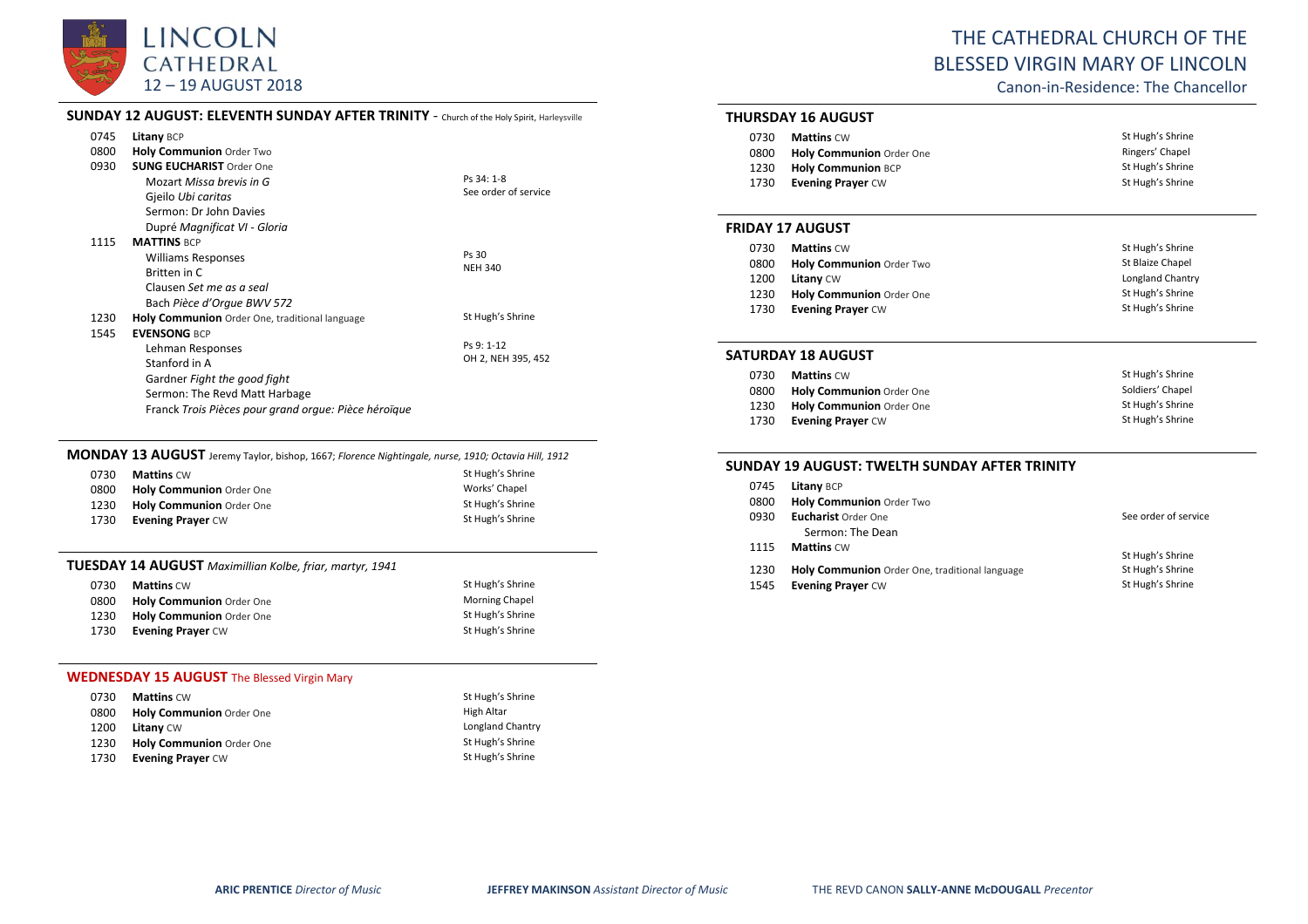# LINCOLN CATHEDRAL
12 – 19 AUGUST 2018

# THE CATHEDRAL CHURCH OF THE BLESSED VIRGIN MARY OF LINCOLN
Canon-in-Residence: The Chancellor

## SUNDAY 12 AUGUST: ELEVENTH SUNDAY AFTER TRINITY - Church of the Holy Spirit, Harleysville

| | | |
|---|---|---|
| 0745 | **Litany** BCP | |
| 0800 | **Holy Communion** Order Two | |
| 0930 | **SUNG EUCHARIST** Order One | |
| | Mozart *Missa brevis in G* | Ps 34: 1-8 |
| | Gjeilo *Ubi caritas* | See order of service |
| | Sermon: Dr John Davies | |
| | Dupré *Magnificat VI - Gloria* | |
| 1115 | **MATTINS** BCP | |
| | Williams Responses | Ps 30 |
| | Britten in C | NEH 340 |
| | Clausen *Set me as a seal* | |
| | Bach *Pièce d'Orgue BWV 572* | |
| 1230 | **Holy Communion** Order One, traditional language | St Hugh's Shrine |
| 1545 | **EVENSONG** BCP | |
| | Lehman Responses | Ps 9: 1-12 |
| | Stanford in A | OH 2, NEH 395, 452 |
| | Gardner *Fight the good fight* | |
| | Sermon: The Revd Matt Harbage | |
| | Franck *Trois Pièces pour grand orgue: Pièce héroïque* | |

## MONDAY 13 AUGUST Jeremy Taylor, bishop, 1667; *Florence Nightingale, nurse, 1910; Octavia Hill, 1912*

| | | |
|---|---|---|
| 0730 | **Mattins** CW | St Hugh's Shrine |
| 0800 | **Holy Communion** Order One | Works' Chapel |
| 1230 | **Holy Communion** Order One | St Hugh's Shrine |
| 1730 | **Evening Prayer** CW | St Hugh's Shrine |

## TUESDAY 14 AUGUST *Maximillian Kolbe, friar, martyr, 1941*

| | | |
|---|---|---|
| 0730 | **Mattins** CW | St Hugh's Shrine |
| 0800 | **Holy Communion** Order One | Morning Chapel |
| 1230 | **Holy Communion** Order One | St Hugh's Shrine |
| 1730 | **Evening Prayer** CW | St Hugh's Shrine |

## WEDNESDAY 15 AUGUST The Blessed Virgin Mary

| | | |
|---|---|---|
| 0730 | **Mattins** CW | St Hugh's Shrine |
| 0800 | **Holy Communion** Order One | High Altar |
| 1200 | **Litany** CW | Longland Chantry |
| 1230 | **Holy Communion** Order One | St Hugh's Shrine |
| 1730 | **Evening Prayer** CW | St Hugh's Shrine |

## THURSDAY 16 AUGUST

| | | |
|---|---|---|
| 0730 | **Mattins** CW | St Hugh's Shrine |
| 0800 | **Holy Communion** Order One | Ringers' Chapel |
| 1230 | **Holy Communion** BCP | St Hugh's Shrine |
| 1730 | **Evening Prayer** CW | St Hugh's Shrine |

## FRIDAY 17 AUGUST

| | | |
|---|---|---|
| 0730 | **Mattins** CW | St Hugh's Shrine |
| 0800 | **Holy Communion** Order Two | St Blaize Chapel |
| 1200 | **Litany** CW | Longland Chantry |
| 1230 | **Holy Communion** Order One | St Hugh's Shrine |
| 1730 | **Evening Prayer** CW | St Hugh's Shrine |

## SATURDAY 18 AUGUST

| | | |
|---|---|---|
| 0730 | **Mattins** CW | St Hugh's Shrine |
| 0800 | **Holy Communion** Order One | Soldiers' Chapel |
| 1230 | **Holy Communion** Order One | St Hugh's Shrine |
| 1730 | **Evening Prayer** CW | St Hugh's Shrine |

## SUNDAY 19 AUGUST: TWELTH SUNDAY AFTER TRINITY

| | | |
|---|---|---|
| 0745 | **Litany** BCP | |
| 0800 | **Holy Communion** Order Two | |
| 0930 | **Eucharist** Order One | See order of service |
| | Sermon: The Dean | |
| 1115 | **Mattins** CW | St Hugh's Shrine |
| 1230 | **Holy Communion** Order One, traditional language | St Hugh's Shrine |
| 1545 | **Evening Prayer** CW | St Hugh's Shrine |

**ARIC PRENTICE** *Director of Music* **JEFFREY MAKINSON** *Assistant Director of Music* THE REVD CANON **SALLY-ANNE McDOUGALL** *Precentor*